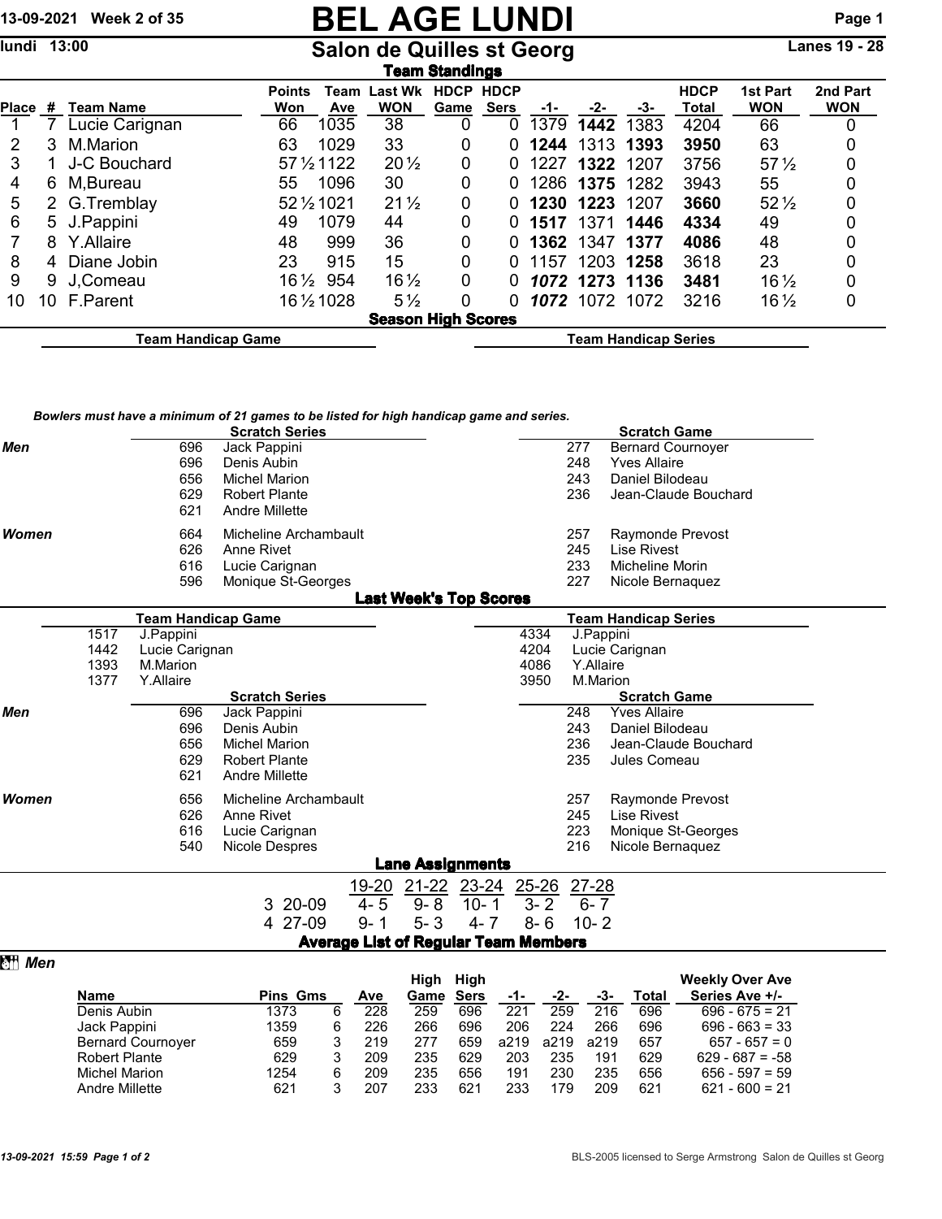# BEL AGE LUNDI

lundi 13:00

## Salon de Quilles st Georg

Lanes 19 - 28

### Team Standings

| Place | # | Team Name | Points Won | Team Ave | Last Wk WON | HDCP Game | HDCP Sers | -1- | -2- | -3- | HDCP Total | 1st Part WON | 2nd Part WON |
|---|---|---|---|---|---|---|---|---|---|---|---|---|---|
| 1 | 7 | Lucie Carignan | 66 | 1035 | 38 | 0 | 0 | 1379 | **1442** | 1383 | 4204 | 66 | 0 |
| 2 | 3 | M.Marion | 63 | 1029 | 33 | 0 | 0 | **1244** | 1313 | **1393** | **3950** | 63 | 0 |
| 3 | 1 | J-C Bouchard | 57½ | 1122 | 20½ | 0 | 0 | 1227 | **1322** | 1207 | 3756 | 57½ | 0 |
| 4 | 6 | M,Bureau | 55 | 1096 | 30 | 0 | 0 | 1286 | **1375** | 1282 | 3943 | 55 | 0 |
| 5 | 2 | G.Tremblay | 52½ | 1021 | 21½ | 0 | 0 | **1230** | 1223 | 1207 | **3660** | 52½ | 0 |
| 6 | 5 | J.Pappini | 49 | 1079 | 44 | 0 | 0 | **1517** | 1371 | **1446** | **4334** | 49 | 0 |
| 7 | 8 | Y.Allaire | 48 | 999 | 36 | 0 | 0 | **1362** | 1347 | **1377** | **4086** | 48 | 0 |
| 8 | 4 | Diane Jobin | 23 | 915 | 15 | 0 | 0 | 1157 | 1203 | **1258** | 3618 | 23 | 0 |
| 9 | 9 | J,Comeau | 16½ | 954 | 16½ | 0 | 0 | ***1072*** | **1273** | **1136** | **3481** | 16½ | 0 |
| 10 | 10 | F.Parent | 16½ | 1028 | 5½ | 0 | 0 | ***1072*** | 1072 | 1072 | 3216 | 16½ | 0 |

### Season High Scores

| Team Handicap Game | Team Handicap Series |
|---|---|

***Bowlers must have a minimum of 21 games to be listed for high handicap game and series.***

| | Scratch Series | | Scratch Game | |
|---|---|---|---|---|
| ***Men*** | 696 | Jack Pappini | 277 | Bernard Cournoyer |
| | 696 | Denis Aubin | 248 | Yves Allaire |
| | 656 | Michel Marion | 243 | Daniel Bilodeau |
| | 629 | Robert Plante | 236 | Jean-Claude Bouchard |
| | 621 | Andre Millette | | |
| ***Women*** | 664 | Micheline Archambault | 257 | Raymonde Prevost |
| | 626 | Anne Rivet | 245 | Lise Rivest |
| | 616 | Lucie Carignan | 233 | Micheline Morin |
| | 596 | Monique St-Georges | 227 | Nicole Bernaquez |

### Last Week's Top Scores

| Team Handicap Game | | Team Handicap Series | |
|---|---|---|---|
| 1517 | J.Pappini | 4334 | J.Pappini |
| 1442 | Lucie Carignan | 4204 | Lucie Carignan |
| 1393 | M.Marion | 4086 | Y.Allaire |
| 1377 | Y.Allaire | 3950 | M.Marion |

| | Scratch Series | | Scratch Game | |
|---|---|---|---|---|
| ***Men*** | 696 | Jack Pappini | 248 | Yves Allaire |
| | 696 | Denis Aubin | 243 | Daniel Bilodeau |
| | 656 | Michel Marion | 236 | Jean-Claude Bouchard |
| | 629 | Robert Plante | 235 | Jules Comeau |
| | 621 | Andre Millette | | |
| ***Women*** | 656 | Micheline Archambault | 257 | Raymonde Prevost |
| | 626 | Anne Rivet | 245 | Lise Rivest |
| | 616 | Lucie Carignan | 223 | Monique St-Georges |
| | 540 | Nicole Despres | 216 | Nicole Bernaquez |

### Lane Assignments

| | 19-20 | 21-22 | 23-24 | 25-26 | 27-28 |
|---|---|---|---|---|---|
| 3 20-09 | 4- 5 | 9- 8 | 10- 1 | 3- 2 | 6- 7 |
| 4 27-09 | 9- 1 | 5- 3 | 4- 7 | 8- 6 | 10- 2 |

### Average List of Regular Team Members

***Men***

| Name | Pins | Gms | Ave | High Game | High Sers | -1- | -2- | -3- | Total | Weekly Over Ave Series Ave +/- |
|---|---|---|---|---|---|---|---|---|---|---|
| Denis Aubin | 1373 | 6 | 228 | 259 | 696 | 221 | 259 | 216 | 696 | 696 - 675 = 21 |
| Jack Pappini | 1359 | 6 | 226 | 266 | 696 | 206 | 224 | 266 | 696 | 696 - 663 = 33 |
| Bernard Cournoyer | 659 | 3 | 219 | 277 | 659 | a219 | a219 | a219 | 657 | 657 - 657 = 0 |
| Robert Plante | 629 | 3 | 209 | 235 | 629 | 203 | 235 | 191 | 629 | 629 - 687 = -58 |
| Michel Marion | 1254 | 6 | 209 | 235 | 656 | 191 | 230 | 235 | 656 | 656 - 597 = 59 |
| Andre Millette | 621 | 3 | 207 | 233 | 621 | 233 | 179 | 209 | 621 | 621 - 600 = 21 |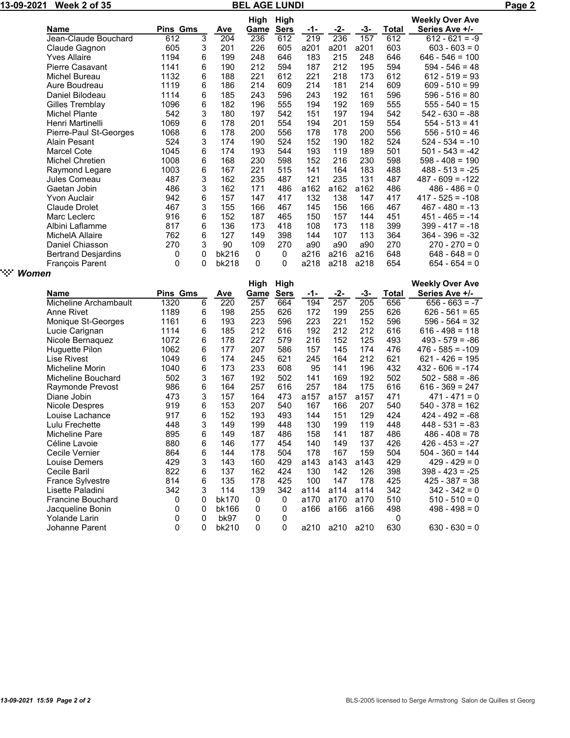| Name | Pins | Gms | Ave | High Game | High Sers | -1- | -2- | -3- | Total | Weekly Over Ave Series Ave +/- |
|---|---|---|---|---|---|---|---|---|---|---|
| Jean-Claude Bouchard | 612 | 3 | 204 | 236 | 612 | 219 | 236 | 157 | 612 | 612 - 621 = -9 |
| Claude Gagnon | 605 | 3 | 201 | 226 | 605 | a201 | a201 | a201 | 603 | 603 - 603 = 0 |
| Yves Allaire | 1194 | 6 | 199 | 248 | 646 | 183 | 215 | 248 | 646 | 646 - 546 = 100 |
| Pierre Casavant | 1141 | 6 | 190 | 212 | 594 | 187 | 212 | 195 | 594 | 594 - 546 = 48 |
| Michel Bureau | 1132 | 6 | 188 | 221 | 612 | 221 | 218 | 173 | 612 | 612 - 519 = 93 |
| Aure Boudreau | 1119 | 6 | 186 | 214 | 609 | 214 | 181 | 214 | 609 | 609 - 510 = 99 |
| Daniel Bilodeau | 1114 | 6 | 185 | 243 | 596 | 243 | 192 | 161 | 596 | 596 - 516 = 80 |
| Gilles Tremblay | 1096 | 6 | 182 | 196 | 555 | 194 | 192 | 169 | 555 | 555 - 540 = 15 |
| Michel Plante | 542 | 3 | 180 | 197 | 542 | 151 | 197 | 194 | 542 | 542 - 630 = -88 |
| Henri Martinelli | 1069 | 6 | 178 | 201 | 554 | 194 | 201 | 159 | 554 | 554 - 513 = 41 |
| Pierre-Paul St-Georges | 1068 | 6 | 178 | 200 | 556 | 178 | 178 | 200 | 556 | 556 - 510 = 46 |
| Alain Pesant | 524 | 3 | 174 | 190 | 524 | 152 | 190 | 182 | 524 | 524 - 534 = -10 |
| Marcel Cote | 1045 | 6 | 174 | 193 | 544 | 193 | 119 | 189 | 501 | 501 - 543 = -42 |
| Michel Chretien | 1008 | 6 | 168 | 230 | 598 | 152 | 216 | 230 | 598 | 598 - 408 = 190 |
| Raymond Legare | 1003 | 6 | 167 | 221 | 515 | 141 | 164 | 183 | 488 | 488 - 513 = -25 |
| Jules Comeau | 487 | 3 | 162 | 235 | 487 | 121 | 235 | 131 | 487 | 487 - 609 = -122 |
| Gaetan Jobin | 486 | 3 | 162 | 171 | 486 | a162 | a162 | a162 | 486 | 486 - 486 = 0 |
| Yvon Auclair | 942 | 6 | 157 | 147 | 417 | 132 | 138 | 147 | 417 | 417 - 525 = -108 |
| Claude Drolet | 467 | 3 | 155 | 166 | 467 | 145 | 156 | 166 | 467 | 467 - 480 = -13 |
| Marc Leclerc | 916 | 6 | 152 | 187 | 465 | 150 | 157 | 144 | 451 | 451 - 465 = -14 |
| Albini Laflamme | 817 | 6 | 136 | 173 | 418 | 108 | 173 | 118 | 399 | 399 - 417 = -18 |
| MichelA Allaire | 762 | 6 | 127 | 149 | 398 | 144 | 107 | 113 | 364 | 364 - 396 = -32 |
| Daniel Chiasson | 270 | 3 | 90 | 109 | 270 | a90 | a90 | a90 | 270 | 270 - 270 = 0 |
| Bertrand Desjardins | 0 | 0 | bk216 | 0 | 0 | a216 | a216 | a216 | 648 | 648 - 648 = 0 |
| François Parent | 0 | 0 | bk218 | 0 | 0 | a218 | a218 | a218 | 654 | 654 - 654 = 0 |

### Women

| Name | Pins | Gms | Ave | High Game | High Sers | -1- | -2- | -3- | Total | Weekly Over Ave Series Ave +/- |
|---|---|---|---|---|---|---|---|---|---|---|
| Micheline Archambault | 1320 | 6 | 220 | 257 | 664 | 194 | 257 | 205 | 656 | 656 - 663 = -7 |
| Anne Rivet | 1189 | 6 | 198 | 255 | 626 | 172 | 199 | 255 | 626 | 626 - 561 = 65 |
| Monique St-Georges | 1161 | 6 | 193 | 223 | 596 | 223 | 221 | 152 | 596 | 596 - 564 = 32 |
| Lucie Carignan | 1114 | 6 | 185 | 212 | 616 | 192 | 212 | 212 | 616 | 616 - 498 = 118 |
| Nicole Bernaquez | 1072 | 6 | 178 | 227 | 579 | 216 | 152 | 125 | 493 | 493 - 579 = -86 |
| Huguette Pilon | 1062 | 6 | 177 | 207 | 586 | 157 | 145 | 174 | 476 | 476 - 585 = -109 |
| Lise Rivest | 1049 | 6 | 174 | 245 | 621 | 245 | 164 | 212 | 621 | 621 - 426 = 195 |
| Micheline Morin | 1040 | 6 | 173 | 233 | 608 | 95 | 141 | 196 | 432 | 432 - 606 = -174 |
| Micheline Bouchard | 502 | 3 | 167 | 192 | 502 | 141 | 169 | 192 | 502 | 502 - 588 = -86 |
| Raymonde Prevost | 986 | 6 | 164 | 257 | 616 | 257 | 184 | 175 | 616 | 616 - 369 = 247 |
| Diane Jobin | 473 | 3 | 157 | 164 | 473 | a157 | a157 | a157 | 471 | 471 - 471 = 0 |
| Nicole Despres | 919 | 6 | 153 | 207 | 540 | 167 | 166 | 207 | 540 | 540 - 378 = 162 |
| Louise Lachance | 917 | 6 | 152 | 193 | 493 | 144 | 151 | 129 | 424 | 424 - 492 = -68 |
| Lulu Frechette | 448 | 3 | 149 | 199 | 448 | 130 | 199 | 119 | 448 | 448 - 531 = -83 |
| Micheline Pare | 895 | 6 | 149 | 187 | 486 | 158 | 141 | 187 | 486 | 486 - 408 = 78 |
| Céline Lavoie | 880 | 6 | 146 | 177 | 454 | 140 | 149 | 137 | 426 | 426 - 453 = -27 |
| Cecile Vernier | 864 | 6 | 144 | 178 | 504 | 178 | 167 | 159 | 504 | 504 - 360 = 144 |
| Louise Demers | 429 | 3 | 143 | 160 | 429 | a143 | a143 | a143 | 429 | 429 - 429 = 0 |
| Cecile Baril | 822 | 6 | 137 | 162 | 424 | 130 | 142 | 126 | 398 | 398 - 423 = -25 |
| France Sylvestre | 814 | 6 | 135 | 178 | 425 | 100 | 147 | 178 | 425 | 425 - 387 = 38 |
| Lisette Paladini | 342 | 3 | 114 | 139 | 342 | a114 | a114 | a114 | 342 | 342 - 342 = 0 |
| Francine Bouchard | 0 | 0 | bk170 | 0 | 0 | a170 | a170 | a170 | 510 | 510 - 510 = 0 |
| Jacqueline Bonin | 0 | 0 | bk166 | 0 | 0 | a166 | a166 | a166 | 498 | 498 - 498 = 0 |
| Yolande Larin | 0 | 0 | bk97 | 0 | 0 | | | | 0 | |
| Johanne Parent | 0 | 0 | bk210 | 0 | 0 | a210 | a210 | a210 | 630 | 630 - 630 = 0 |